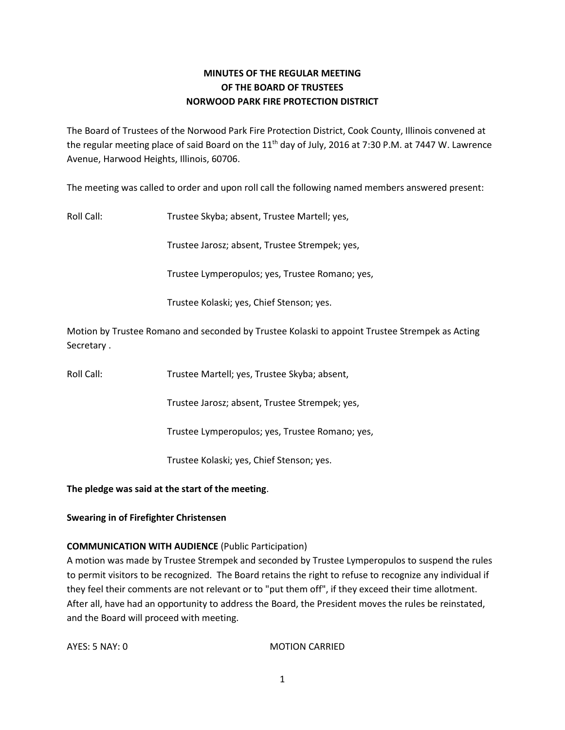**MINUTES OF THE REGULAR MEETING**
**OF THE BOARD OF TRUSTEES**
**NORWOOD PARK FIRE PROTECTION DISTRICT**

The Board of Trustees of the Norwood Park Fire Protection District, Cook County, Illinois convened at the regular meeting place of said Board on the 11th day of July, 2016 at 7:30 P.M. at 7447 W. Lawrence Avenue, Harwood Heights, Illinois, 60706.

The meeting was called to order and upon roll call the following named members answered present:

Roll Call: Trustee Skyba; absent, Trustee Martell; yes,

Trustee Jarosz; absent, Trustee Strempek; yes,

Trustee Lymperopulos; yes, Trustee Romano; yes,

Trustee Kolaski; yes, Chief Stenson; yes.

Motion by Trustee Romano and seconded by Trustee Kolaski to appoint Trustee Strempek as Acting Secretary .

Roll Call: Trustee Martell; yes, Trustee Skyba; absent,

Trustee Jarosz; absent, Trustee Strempek; yes,

Trustee Lymperopulos; yes, Trustee Romano; yes,

Trustee Kolaski; yes, Chief Stenson; yes.

**The pledge was said at the start of the meeting**.

**Swearing in of Firefighter Christensen**

**COMMUNICATION WITH AUDIENCE** (Public Participation)
A motion was made by Trustee Strempek and seconded by Trustee Lymperopulos to suspend the rules to permit visitors to be recognized. The Board retains the right to refuse to recognize any individual if they feel their comments are not relevant or to "put them off", if they exceed their time allotment. After all, have had an opportunity to address the Board, the President moves the rules be reinstated, and the Board will proceed with meeting.

AYES: 5 NAY: 0 MOTION CARRIED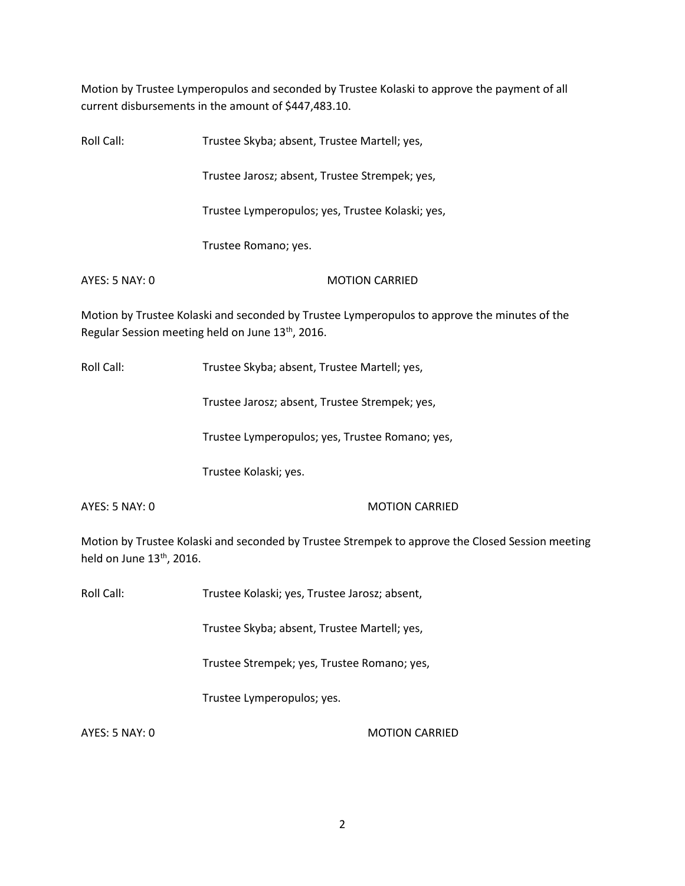Motion by Trustee Lymperopulos and seconded by Trustee Kolaski to approve the payment of all current disbursements in the amount of $447,483.10.

Roll Call: Trustee Skyba; absent, Trustee Martell; yes,

Trustee Jarosz; absent, Trustee Strempek; yes,

Trustee Lymperopulos; yes, Trustee Kolaski; yes,

Trustee Romano; yes.

AYES: 5 NAY: 0 MOTION CARRIED

Motion by Trustee Kolaski and seconded by Trustee Lymperopulos to approve the minutes of the Regular Session meeting held on June 13th, 2016.

Roll Call: Trustee Skyba; absent, Trustee Martell; yes,

Trustee Jarosz; absent, Trustee Strempek; yes,

Trustee Lymperopulos; yes, Trustee Romano; yes,

Trustee Kolaski; yes.

AYES: 5 NAY: 0 MOTION CARRIED

Motion by Trustee Kolaski and seconded by Trustee Strempek to approve the Closed Session meeting held on June 13th, 2016.

Roll Call: Trustee Kolaski; yes, Trustee Jarosz; absent,

Trustee Skyba; absent, Trustee Martell; yes,

Trustee Strempek; yes, Trustee Romano; yes,

Trustee Lymperopulos; yes.

AYES: 5 NAY: 0 MOTION CARRIED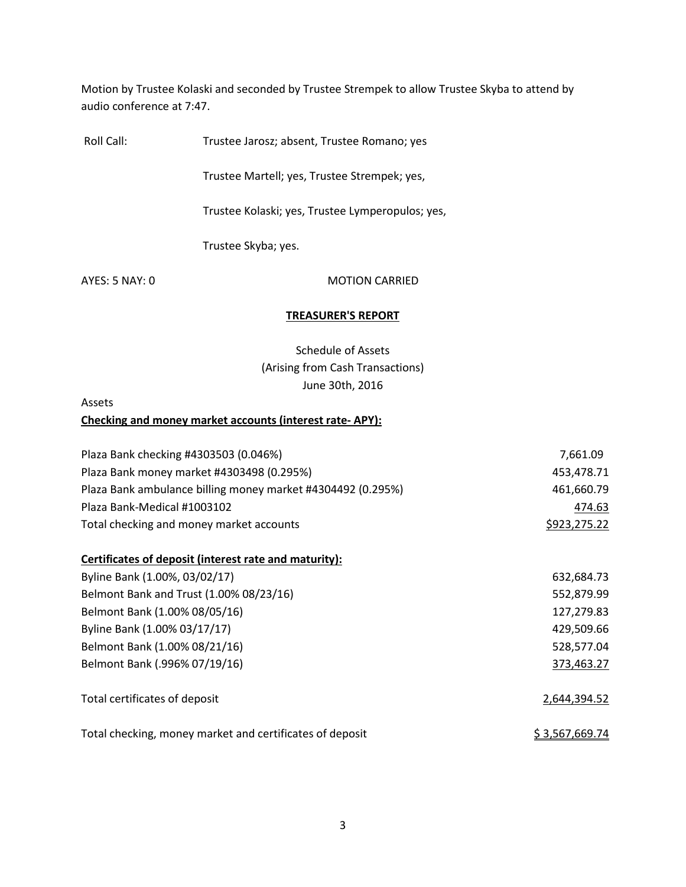Motion by Trustee Kolaski and seconded by Trustee Strempek to allow Trustee Skyba to attend by audio conference at 7:47.

Roll Call: Trustee Jarosz; absent, Trustee Romano; yes

Trustee Martell; yes, Trustee Strempek; yes,

Trustee Kolaski; yes, Trustee Lymperopulos; yes,

Trustee Skyba; yes.

AYES: 5 NAY: 0 MOTION CARRIED

**TREASURER'S REPORT**

Schedule of Assets
(Arising from Cash Transactions)
June 30th, 2016

Assets

**Checking and money market accounts (interest rate- APY):**

| | |
|---|---|
| Plaza Bank checking #4303503 (0.046%) | 7,661.09 |
| Plaza Bank money market #4303498 (0.295%) | 453,478.71 |
| Plaza Bank ambulance billing money market #4304492 (0.295%) | 461,660.79 |
| Plaza Bank-Medical #1003102 | 474.63 |
| Total checking and money market accounts | $923,275.22 |

**Certificates of deposit (interest rate and maturity):**

| | |
|---|---|
| Byline Bank (1.00%, 03/02/17) | 632,684.73 |
| Belmont Bank and Trust (1.00% 08/23/16) | 552,879.99 |
| Belmont Bank (1.00% 08/05/16) | 127,279.83 |
| Byline Bank (1.00% 03/17/17) | 429,509.66 |
| Belmont Bank (1.00% 08/21/16) | 528,577.04 |
| Belmont Bank (.996% 07/19/16) | 373,463.27 |
| Total certificates of deposit | 2,644,394.52 |
| Total checking, money market and certificates of deposit | $ 3,567,669.74 |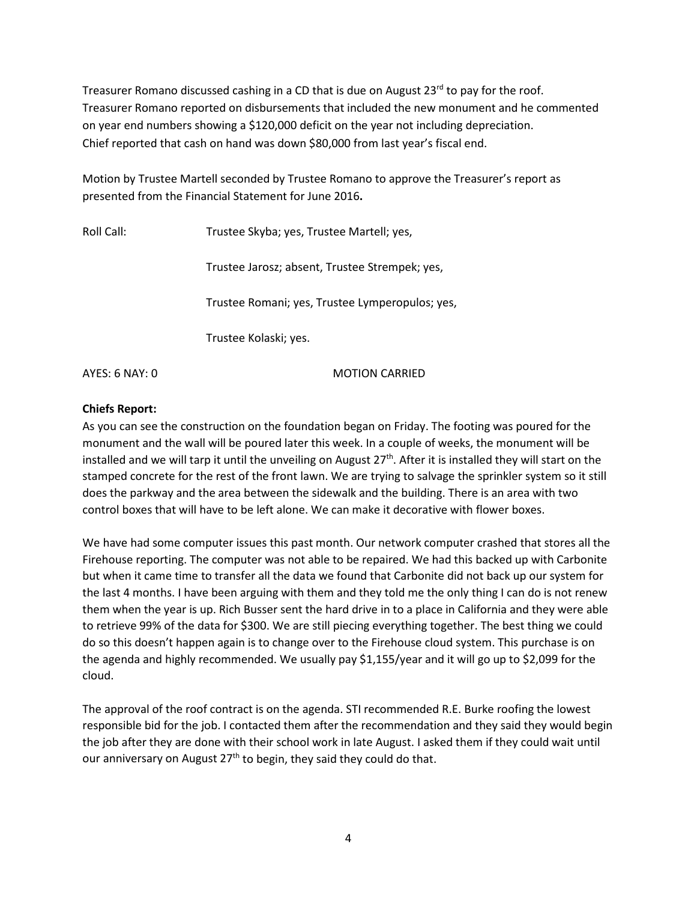Treasurer Romano discussed cashing in a CD that is due on August 23rd to pay for the roof.
Treasurer Romano reported on disbursements that included the new monument and he commented on year end numbers showing a $120,000 deficit on the year not including depreciation.
Chief reported that cash on hand was down $80,000 from last year's fiscal end.

Motion by Trustee Martell seconded by Trustee Romano to approve the Treasurer's report as presented from the Financial Statement for June 2016**.**

Roll Call: Trustee Skyba; yes, Trustee Martell; yes,

Trustee Jarosz; absent, Trustee Strempek; yes,

Trustee Romani; yes, Trustee Lymperopulos; yes,

Trustee Kolaski; yes.

AYES: 6 NAY: 0 MOTION CARRIED

**Chiefs Report:**

As you can see the construction on the foundation began on Friday. The footing was poured for the monument and the wall will be poured later this week. In a couple of weeks, the monument will be installed and we will tarp it until the unveiling on August 27th. After it is installed they will start on the stamped concrete for the rest of the front lawn. We are trying to salvage the sprinkler system so it still does the parkway and the area between the sidewalk and the building. There is an area with two control boxes that will have to be left alone. We can make it decorative with flower boxes.

We have had some computer issues this past month. Our network computer crashed that stores all the Firehouse reporting. The computer was not able to be repaired. We had this backed up with Carbonite but when it came time to transfer all the data we found that Carbonite did not back up our system for the last 4 months. I have been arguing with them and they told me the only thing I can do is not renew them when the year is up. Rich Busser sent the hard drive in to a place in California and they were able to retrieve 99% of the data for $300. We are still piecing everything together. The best thing we could do so this doesn't happen again is to change over to the Firehouse cloud system. This purchase is on the agenda and highly recommended. We usually pay $1,155/year and it will go up to $2,099 for the cloud.

The approval of the roof contract is on the agenda. STI recommended R.E. Burke roofing the lowest responsible bid for the job. I contacted them after the recommendation and they said they would begin the job after they are done with their school work in late August. I asked them if they could wait until our anniversary on August 27th to begin, they said they could do that.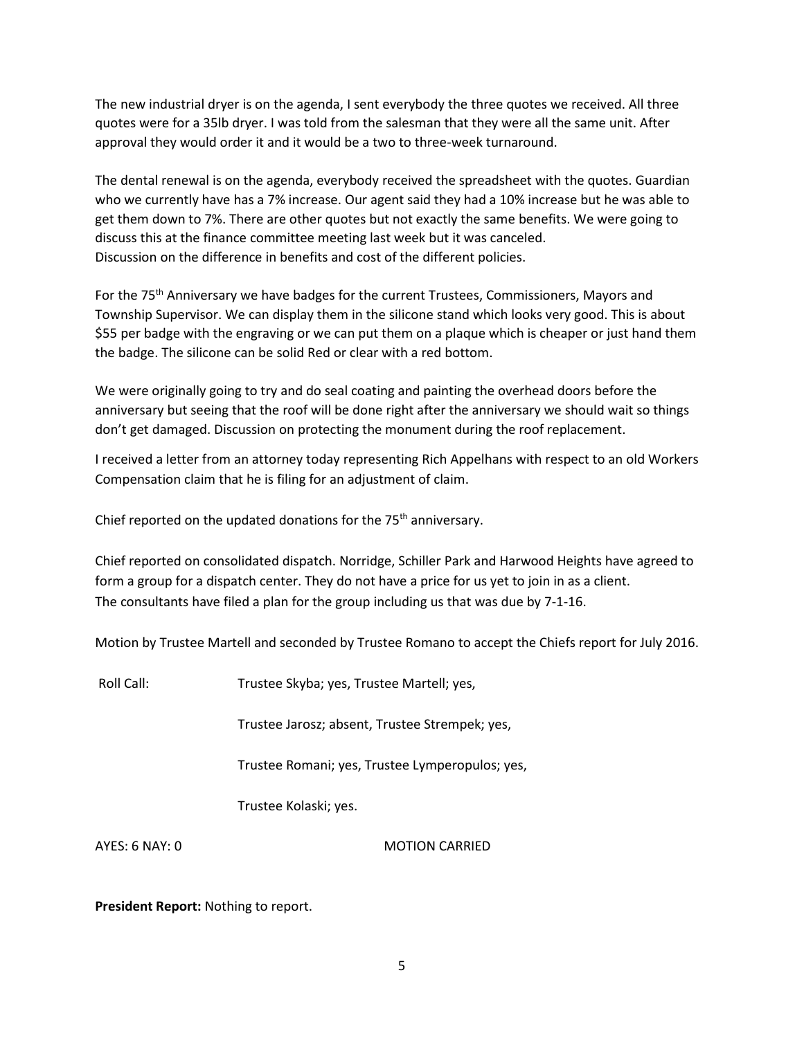The new industrial dryer is on the agenda, I sent everybody the three quotes we received. All three quotes were for a 35lb dryer. I was told from the salesman that they were all the same unit. After approval they would order it and it would be a two to three-week turnaround.

The dental renewal is on the agenda, everybody received the spreadsheet with the quotes. Guardian who we currently have has a 7% increase. Our agent said they had a 10% increase but he was able to get them down to 7%. There are other quotes but not exactly the same benefits. We were going to discuss this at the finance committee meeting last week but it was canceled.
Discussion on the difference in benefits and cost of the different policies.

For the 75th Anniversary we have badges for the current Trustees, Commissioners, Mayors and Township Supervisor. We can display them in the silicone stand which looks very good. This is about $55 per badge with the engraving or we can put them on a plaque which is cheaper or just hand them the badge. The silicone can be solid Red or clear with a red bottom.

We were originally going to try and do seal coating and painting the overhead doors before the anniversary but seeing that the roof will be done right after the anniversary we should wait so things don't get damaged. Discussion on protecting the monument during the roof replacement.

I received a letter from an attorney today representing Rich Appelhans with respect to an old Workers Compensation claim that he is filing for an adjustment of claim.

Chief reported on the updated donations for the 75th anniversary.

Chief reported on consolidated dispatch. Norridge, Schiller Park and Harwood Heights have agreed to form a group for a dispatch center. They do not have a price for us yet to join in as a client.
The consultants have filed a plan for the group including us that was due by 7-1-16.

Motion by Trustee Martell and seconded by Trustee Romano to accept the Chiefs report for July 2016.

Roll Call: Trustee Skyba; yes, Trustee Martell; yes,

Trustee Jarosz; absent, Trustee Strempek; yes,

Trustee Romani; yes, Trustee Lymperopulos; yes,

Trustee Kolaski; yes.

AYES: 6 NAY: 0 MOTION CARRIED

**President Report:** Nothing to report.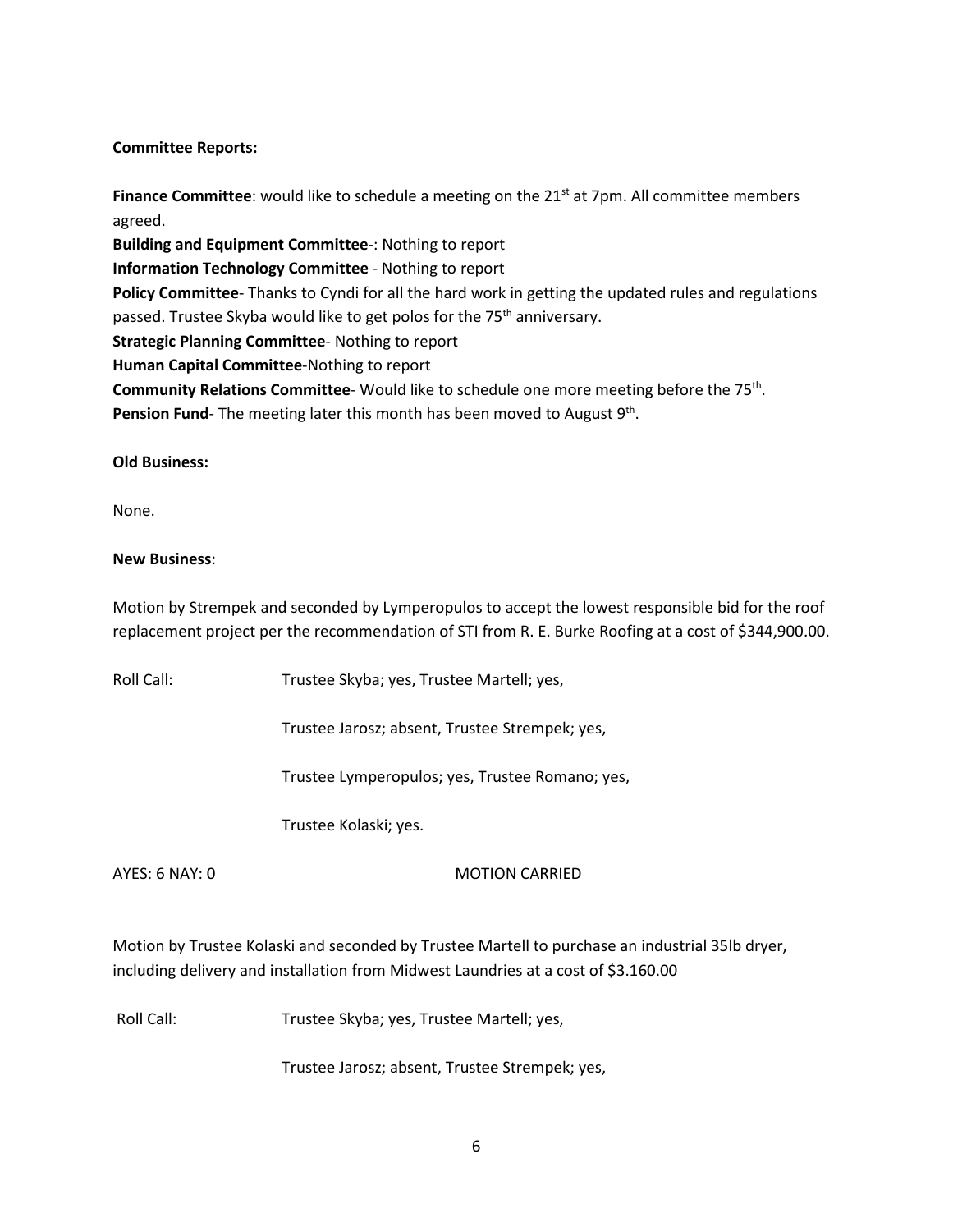**Committee Reports:**

**Finance Committee**: would like to schedule a meeting on the 21st at 7pm. All committee members agreed.

**Building and Equipment Committee**-: Nothing to report

**Information Technology Committee** - Nothing to report

**Policy Committee**- Thanks to Cyndi for all the hard work in getting the updated rules and regulations passed. Trustee Skyba would like to get polos for the 75th anniversary.

**Strategic Planning Committee**- Nothing to report

**Human Capital Committee**-Nothing to report

**Community Relations Committee**- Would like to schedule one more meeting before the 75th.

**Pension Fund**- The meeting later this month has been moved to August 9th.

**Old Business:**

None.

**New Business**:

Motion by Strempek and seconded by Lymperopulos to accept the lowest responsible bid for the roof replacement project per the recommendation of STI from R. E. Burke Roofing at a cost of $344,900.00.

Roll Call: Trustee Skyba; yes, Trustee Martell; yes,

Trustee Jarosz; absent, Trustee Strempek; yes,

Trustee Lymperopulos; yes, Trustee Romano; yes,

Trustee Kolaski; yes.

AYES: 6 NAY: 0 MOTION CARRIED

Motion by Trustee Kolaski and seconded by Trustee Martell to purchase an industrial 35lb dryer, including delivery and installation from Midwest Laundries at a cost of $3.160.00

Roll Call: Trustee Skyba; yes, Trustee Martell; yes,

Trustee Jarosz; absent, Trustee Strempek; yes,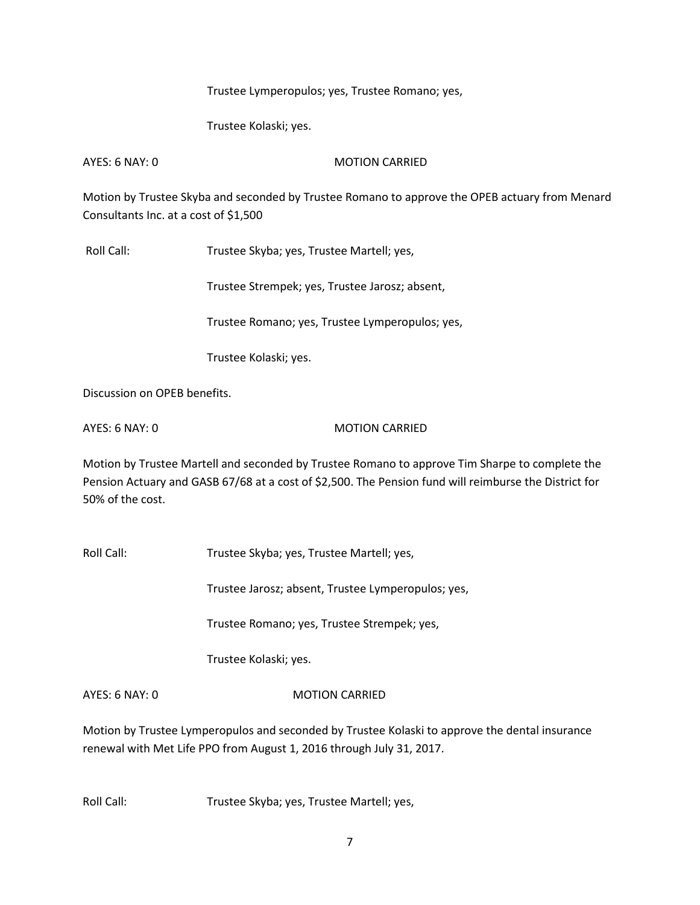Trustee Lymperopulos; yes, Trustee Romano; yes,

Trustee Kolaski; yes.

AYES: 6 NAY: 0 MOTION CARRIED

Motion by Trustee Skyba and seconded by Trustee Romano to approve the OPEB actuary from Menard Consultants Inc. at a cost of $1,500

Roll Call: Trustee Skyba; yes, Trustee Martell; yes,

Trustee Strempek; yes, Trustee Jarosz; absent,

Trustee Romano; yes, Trustee Lymperopulos; yes,

Trustee Kolaski; yes.

Discussion on OPEB benefits.

AYES: 6 NAY: 0 MOTION CARRIED

Motion by Trustee Martell and seconded by Trustee Romano to approve Tim Sharpe to complete the Pension Actuary and GASB 67/68 at a cost of $2,500. The Pension fund will reimburse the District for 50% of the cost.

Roll Call: Trustee Skyba; yes, Trustee Martell; yes,

Trustee Jarosz; absent, Trustee Lymperopulos; yes,

Trustee Romano; yes, Trustee Strempek; yes,

Trustee Kolaski; yes.

AYES: 6 NAY: 0 MOTION CARRIED

Motion by Trustee Lymperopulos and seconded by Trustee Kolaski to approve the dental insurance renewal with Met Life PPO from August 1, 2016 through July 31, 2017.

Roll Call: Trustee Skyba; yes, Trustee Martell; yes,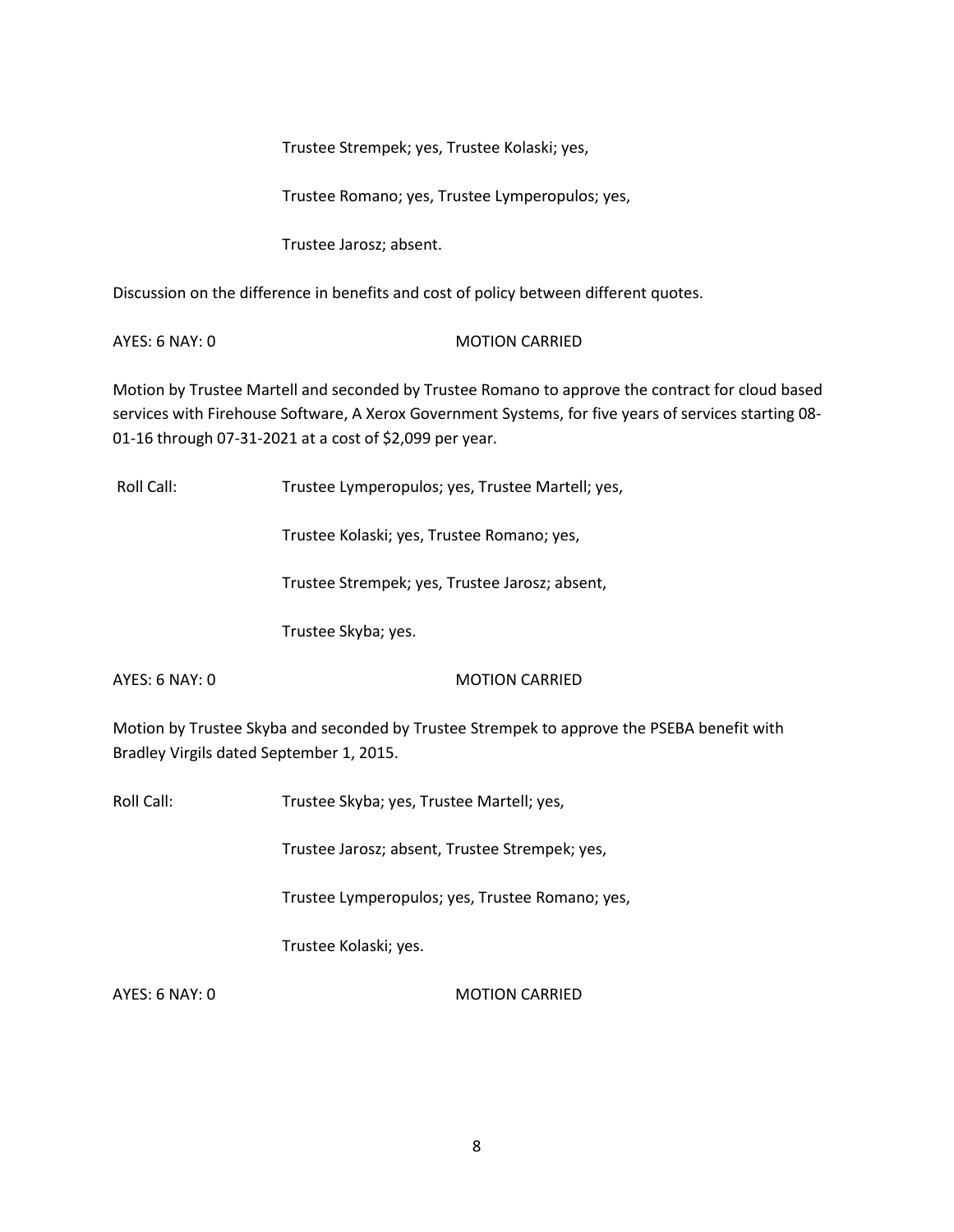Trustee Strempek; yes, Trustee Kolaski; yes,

Trustee Romano; yes, Trustee Lymperopulos; yes,

Trustee Jarosz; absent.

Discussion on the difference in benefits and cost of policy between different quotes.

AYES: 6 NAY: 0 MOTION CARRIED

Motion by Trustee Martell and seconded by Trustee Romano to approve the contract for cloud based services with Firehouse Software, A Xerox Government Systems, for five years of services starting 08-01-16 through 07-31-2021 at a cost of $2,099 per year.

Roll Call: Trustee Lymperopulos; yes, Trustee Martell; yes,

Trustee Kolaski; yes, Trustee Romano; yes,

Trustee Strempek; yes, Trustee Jarosz; absent,

Trustee Skyba; yes.

AYES: 6 NAY: 0 MOTION CARRIED

Motion by Trustee Skyba and seconded by Trustee Strempek to approve the PSEBA benefit with Bradley Virgils dated September 1, 2015.

Roll Call: Trustee Skyba; yes, Trustee Martell; yes,

Trustee Jarosz; absent, Trustee Strempek; yes,

Trustee Lymperopulos; yes, Trustee Romano; yes,

Trustee Kolaski; yes.

AYES: 6 NAY: 0 MOTION CARRIED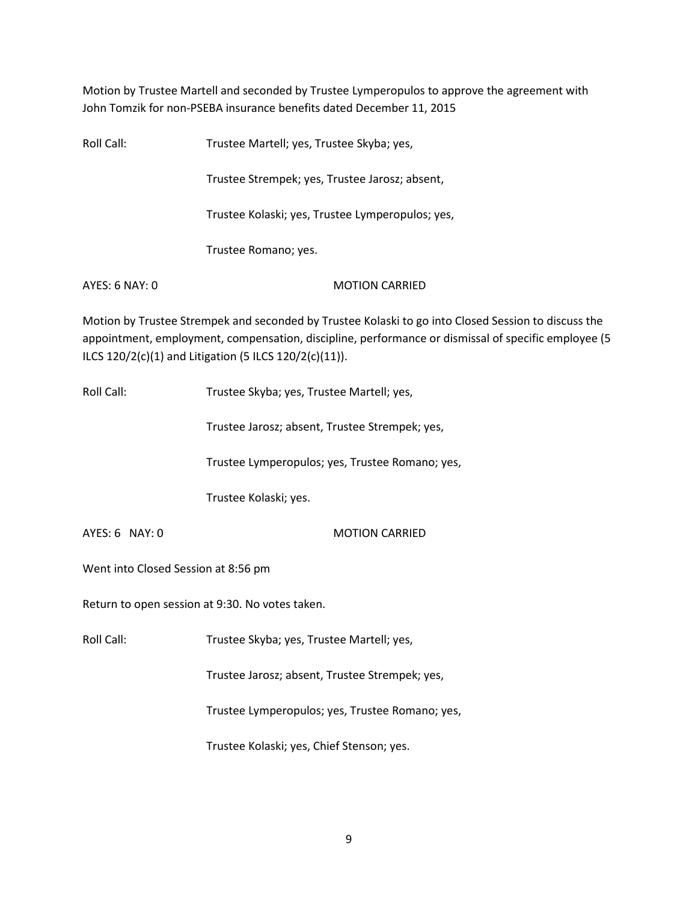Motion by Trustee Martell and seconded by Trustee Lymperopulos to approve the agreement with John Tomzik for non-PSEBA insurance benefits dated December 11, 2015

Roll Call: Trustee Martell; yes, Trustee Skyba; yes,

Trustee Strempek; yes, Trustee Jarosz; absent,

Trustee Kolaski; yes, Trustee Lymperopulos; yes,

Trustee Romano; yes.

AYES: 6 NAY: 0 MOTION CARRIED

Motion by Trustee Strempek and seconded by Trustee Kolaski to go into Closed Session to discuss the appointment, employment, compensation, discipline, performance or dismissal of specific employee (5 ILCS 120/2(c)(1) and Litigation (5 ILCS 120/2(c)(11)).

Roll Call: Trustee Skyba; yes, Trustee Martell; yes,

Trustee Jarosz; absent, Trustee Strempek; yes,

Trustee Lymperopulos; yes, Trustee Romano; yes,

Trustee Kolaski; yes.

AYES: 6 NAY: 0 MOTION CARRIED

Went into Closed Session at 8:56 pm

Return to open session at 9:30. No votes taken.

Roll Call: Trustee Skyba; yes, Trustee Martell; yes,

Trustee Jarosz; absent, Trustee Strempek; yes,

Trustee Lymperopulos; yes, Trustee Romano; yes,

Trustee Kolaski; yes, Chief Stenson; yes.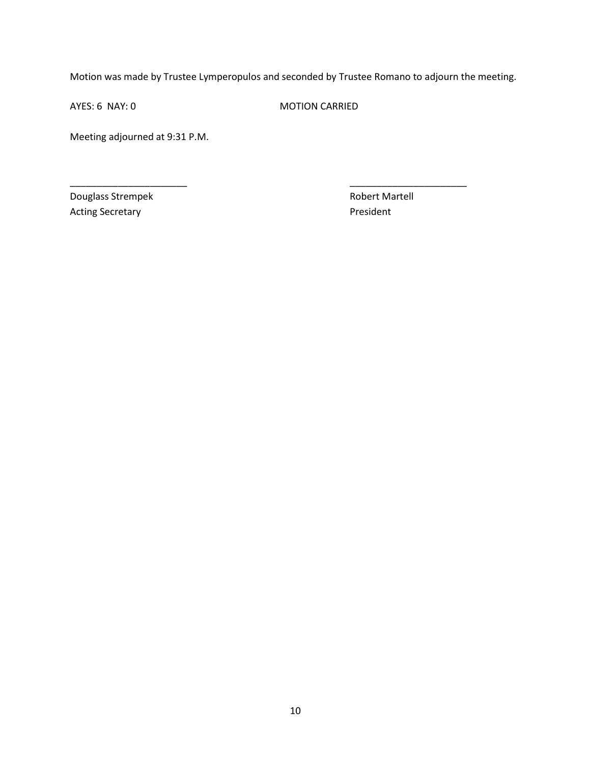Motion was made by Trustee Lymperopulos and seconded by Trustee Romano to adjourn the meeting.

AYES: 6 NAY: 0 MOTION CARRIED

Meeting adjourned at 9:31 P.M.

______________________ ______________________

Douglass Strempek Robert Martell
Acting Secretary President